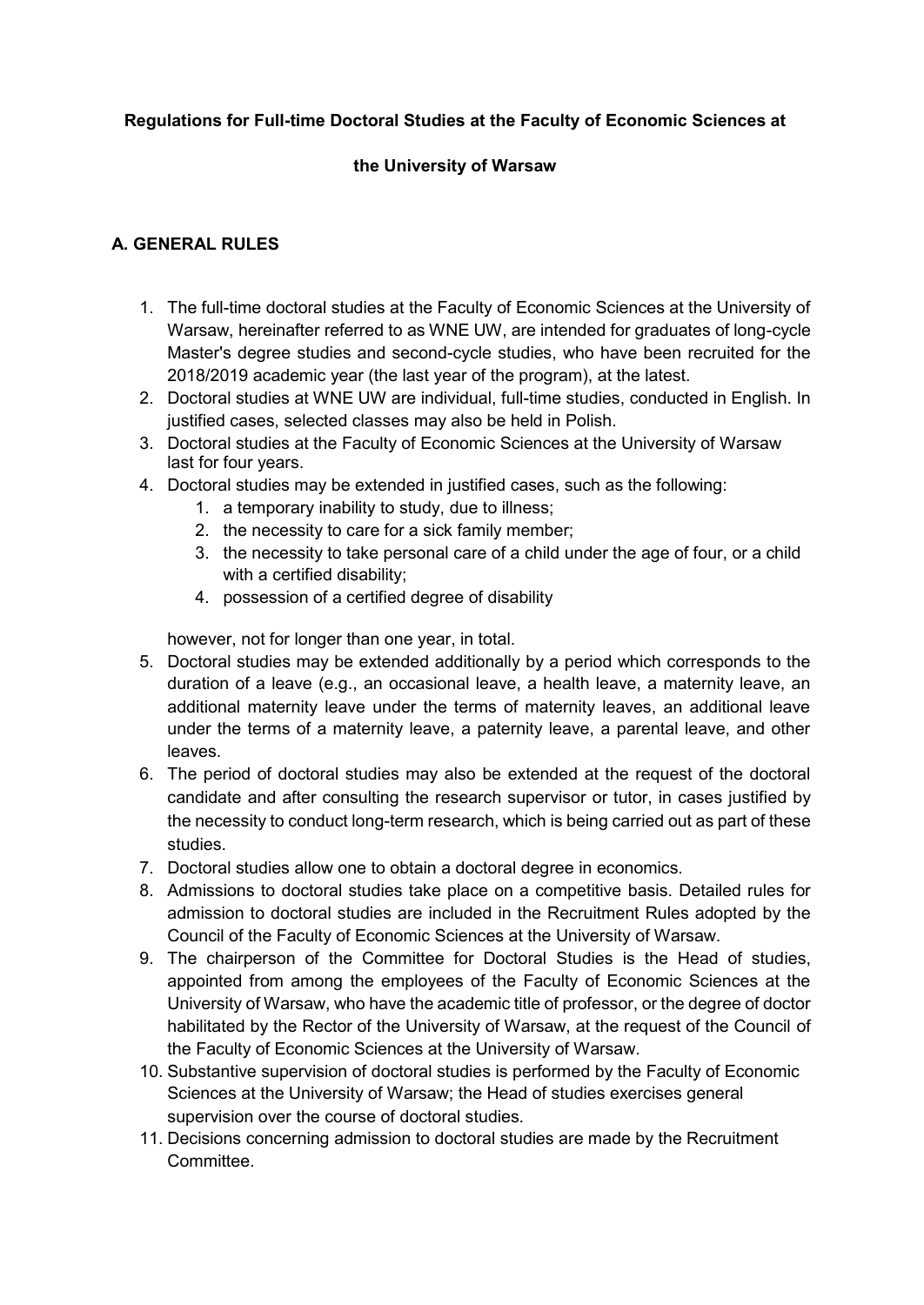**Regulations for Full-time Doctoral Studies at the Faculty of Economic Sciences at the University of Warsaw**

## A. GENERAL RULES

1. The full-time doctoral studies at the Faculty of Economic Sciences at the University of Warsaw, hereinafter referred to as WNE UW, are intended for graduates of long-cycle Master's degree studies and second-cycle studies, who have been recruited for the 2018/2019 academic year (the last year of the program), at the latest.
2. Doctoral studies at WNE UW are individual, full-time studies, conducted in English. In justified cases, selected classes may also be held in Polish.
3. Doctoral studies at the Faculty of Economic Sciences at the University of Warsaw last for four years.
4. Doctoral studies may be extended in justified cases, such as the following:
    1. a temporary inability to study, due to illness;
    2. the necessity to care for a sick family member;
    3. the necessity to take personal care of a child under the age of four, or a child with a certified disability;
    4. possession of a certified degree of disability

    however, not for longer than one year, in total.
5. Doctoral studies may be extended additionally by a period which corresponds to the duration of a leave (e.g., an occasional leave, a health leave, a maternity leave, an additional maternity leave under the terms of maternity leaves, an additional leave under the terms of a maternity leave, a paternity leave, a parental leave, and other leaves.
6. The period of doctoral studies may also be extended at the request of the doctoral candidate and after consulting the research supervisor or tutor, in cases justified by the necessity to conduct long-term research, which is being carried out as part of these studies.
7. Doctoral studies allow one to obtain a doctoral degree in economics.
8. Admissions to doctoral studies take place on a competitive basis. Detailed rules for admission to doctoral studies are included in the Recruitment Rules adopted by the Council of the Faculty of Economic Sciences at the University of Warsaw.
9. The chairperson of the Committee for Doctoral Studies is the Head of studies, appointed from among the employees of the Faculty of Economic Sciences at the University of Warsaw, who have the academic title of professor, or the degree of doctor habilitated by the Rector of the University of Warsaw, at the request of the Council of the Faculty of Economic Sciences at the University of Warsaw.
10. Substantive supervision of doctoral studies is performed by the Faculty of Economic Sciences at the University of Warsaw; the Head of studies exercises general supervision over the course of doctoral studies.
11. Decisions concerning admission to doctoral studies are made by the Recruitment Committee.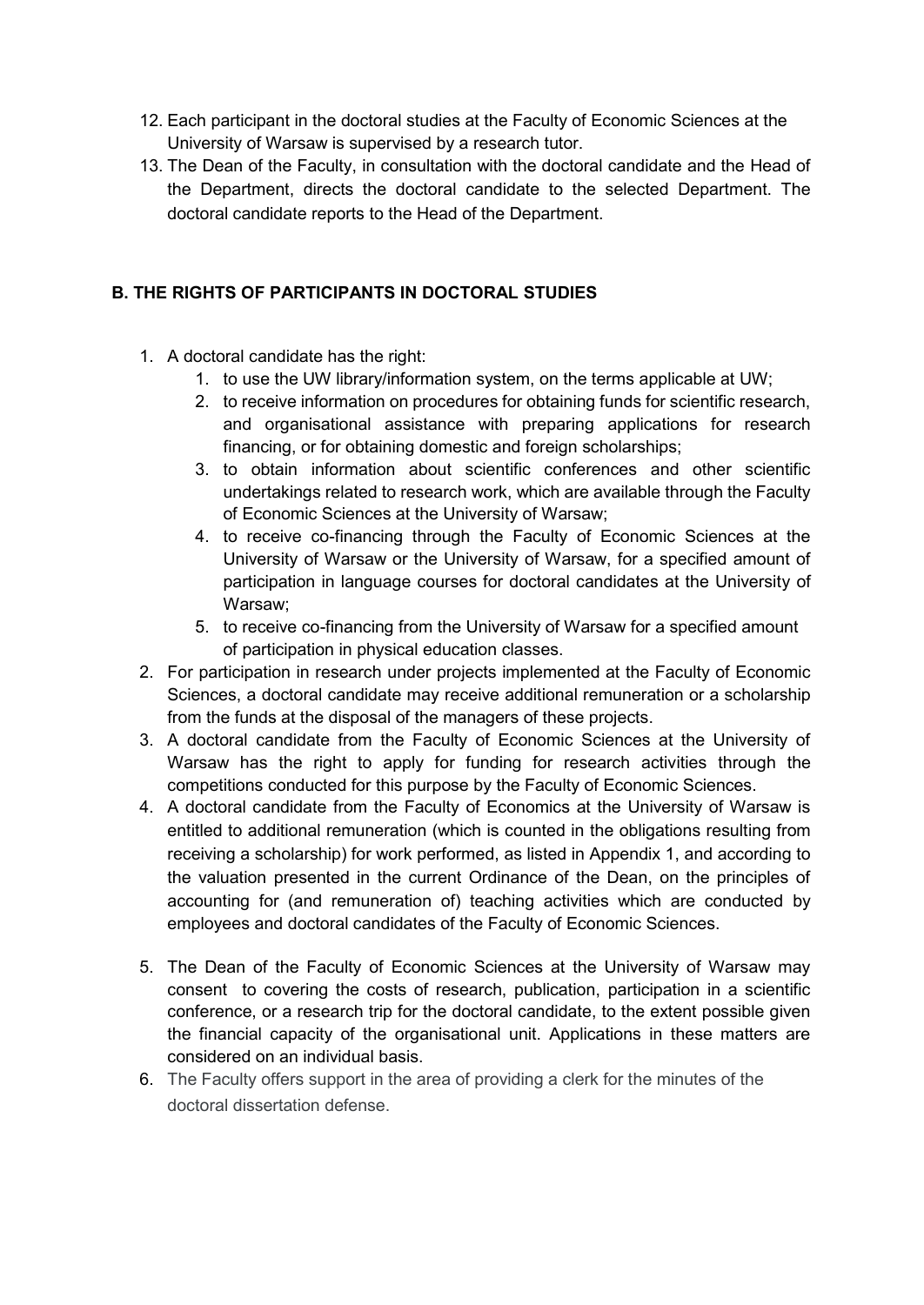12. Each participant in the doctoral studies at the Faculty of Economic Sciences at the University of Warsaw is supervised by a research tutor.
13. The Dean of the Faculty, in consultation with the doctoral candidate and the Head of the Department, directs the doctoral candidate to the selected Department. The doctoral candidate reports to the Head of the Department.

## B. THE RIGHTS OF PARTICIPANTS IN DOCTORAL STUDIES

1. A doctoral candidate has the right:
    1. to use the UW library/information system, on the terms applicable at UW;
    2. to receive information on procedures for obtaining funds for scientific research, and organisational assistance with preparing applications for research financing, or for obtaining domestic and foreign scholarships;
    3. to obtain information about scientific conferences and other scientific undertakings related to research work, which are available through the Faculty of Economic Sciences at the University of Warsaw;
    4. to receive co-financing through the Faculty of Economic Sciences at the University of Warsaw or the University of Warsaw, for a specified amount of participation in language courses for doctoral candidates at the University of Warsaw;
    5. to receive co-financing from the University of Warsaw for a specified amount of participation in physical education classes.
2. For participation in research under projects implemented at the Faculty of Economic Sciences, a doctoral candidate may receive additional remuneration or a scholarship from the funds at the disposal of the managers of these projects.
3. A doctoral candidate from the Faculty of Economic Sciences at the University of Warsaw has the right to apply for funding for research activities through the competitions conducted for this purpose by the Faculty of Economic Sciences.
4. A doctoral candidate from the Faculty of Economics at the University of Warsaw is entitled to additional remuneration (which is counted in the obligations resulting from receiving a scholarship) for work performed, as listed in Appendix 1, and according to the valuation presented in the current Ordinance of the Dean, on the principles of accounting for (and remuneration of) teaching activities which are conducted by employees and doctoral candidates of the Faculty of Economic Sciences.
5. The Dean of the Faculty of Economic Sciences at the University of Warsaw may consent to covering the costs of research, publication, participation in a scientific conference, or a research trip for the doctoral candidate, to the extent possible given the financial capacity of the organisational unit. Applications in these matters are considered on an individual basis.
6. The Faculty offers support in the area of providing a clerk for the minutes of the doctoral dissertation defense.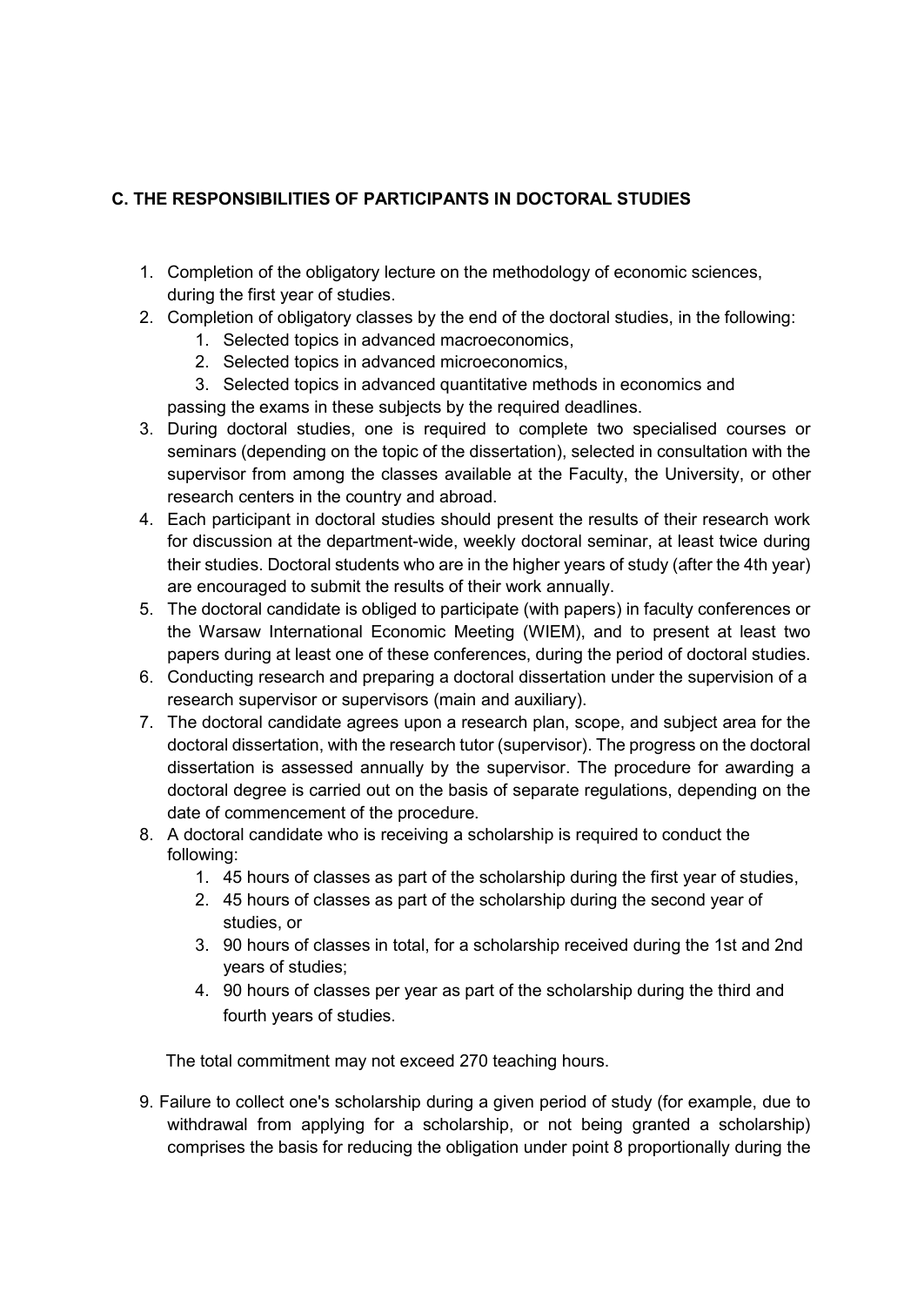## C. THE RESPONSIBILITIES OF PARTICIPANTS IN DOCTORAL STUDIES

1. Completion of the obligatory lecture on the methodology of economic sciences, during the first year of studies.
2. Completion of obligatory classes by the end of the doctoral studies, in the following:
    1. Selected topics in advanced macroeconomics,
    2. Selected topics in advanced microeconomics,
    3. Selected topics in advanced quantitative methods in economics and

   passing the exams in these subjects by the required deadlines.
3. During doctoral studies, one is required to complete two specialised courses or seminars (depending on the topic of the dissertation), selected in consultation with the supervisor from among the classes available at the Faculty, the University, or other research centers in the country and abroad.
4. Each participant in doctoral studies should present the results of their research work for discussion at the department-wide, weekly doctoral seminar, at least twice during their studies. Doctoral students who are in the higher years of study (after the 4th year) are encouraged to submit the results of their work annually.
5. The doctoral candidate is obliged to participate (with papers) in faculty conferences or the Warsaw International Economic Meeting (WIEM), and to present at least two papers during at least one of these conferences, during the period of doctoral studies.
6. Conducting research and preparing a doctoral dissertation under the supervision of a research supervisor or supervisors (main and auxiliary).
7. The doctoral candidate agrees upon a research plan, scope, and subject area for the doctoral dissertation, with the research tutor (supervisor). The progress on the doctoral dissertation is assessed annually by the supervisor. The procedure for awarding a doctoral degree is carried out on the basis of separate regulations, depending on the date of commencement of the procedure.
8. A doctoral candidate who is receiving a scholarship is required to conduct the following:
    1. 45 hours of classes as part of the scholarship during the first year of studies,
    2. 45 hours of classes as part of the scholarship during the second year of studies, or
    3. 90 hours of classes in total, for a scholarship received during the 1st and 2nd years of studies;
    4. 90 hours of classes per year as part of the scholarship during the third and fourth years of studies.

   The total commitment may not exceed 270 teaching hours.

9. Failure to collect one's scholarship during a given period of study (for example, due to withdrawal from applying for a scholarship, or not being granted a scholarship) comprises the basis for reducing the obligation under point 8 proportionally during the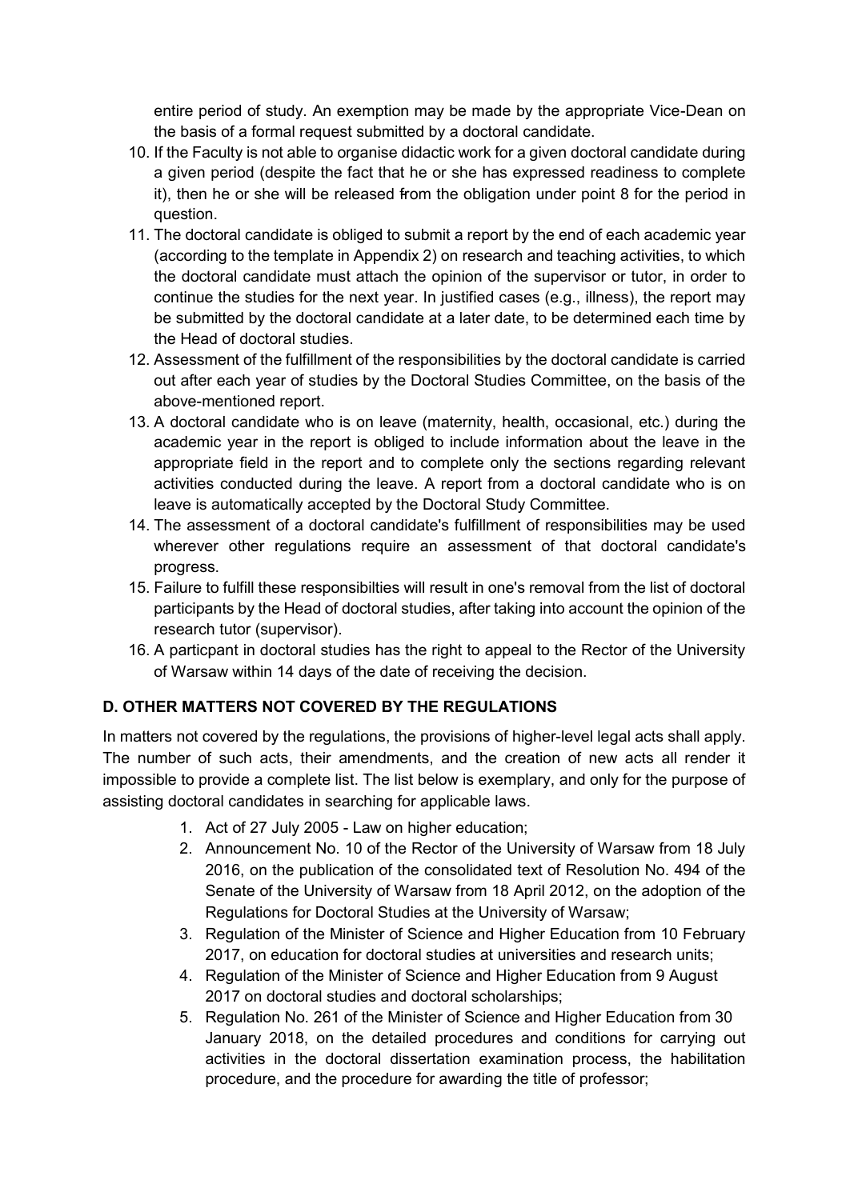entire period of study. An exemption may be made by the appropriate Vice-Dean on the basis of a formal request submitted by a doctoral candidate.

10. If the Faculty is not able to organise didactic work for a given doctoral candidate during a given period (despite the fact that he or she has expressed readiness to complete it), then he or she will be released from the obligation under point 8 for the period in question.
11. The doctoral candidate is obliged to submit a report by the end of each academic year (according to the template in Appendix 2) on research and teaching activities, to which the doctoral candidate must attach the opinion of the supervisor or tutor, in order to continue the studies for the next year. In justified cases (e.g., illness), the report may be submitted by the doctoral candidate at a later date, to be determined each time by the Head of doctoral studies.
12. Assessment of the fulfillment of the responsibilities by the doctoral candidate is carried out after each year of studies by the Doctoral Studies Committee, on the basis of the above-mentioned report.
13. A doctoral candidate who is on leave (maternity, health, occasional, etc.) during the academic year in the report is obliged to include information about the leave in the appropriate field in the report and to complete only the sections regarding relevant activities conducted during the leave. A report from a doctoral candidate who is on leave is automatically accepted by the Doctoral Study Committee.
14. The assessment of a doctoral candidate's fulfillment of responsibilities may be used wherever other regulations require an assessment of that doctoral candidate's progress.
15. Failure to fulfill these responsibilties will result in one's removal from the list of doctoral participants by the Head of doctoral studies, after taking into account the opinion of the research tutor (supervisor).
16. A particpant in doctoral studies has the right to appeal to the Rector of the University of Warsaw within 14 days of the date of receiving the decision.

## D. OTHER MATTERS NOT COVERED BY THE REGULATIONS

In matters not covered by the regulations, the provisions of higher-level legal acts shall apply. The number of such acts, their amendments, and the creation of new acts all render it impossible to provide a complete list. The list below is exemplary, and only for the purpose of assisting doctoral candidates in searching for applicable laws.

1. Act of 27 July 2005 - Law on higher education;
2. Announcement No. 10 of the Rector of the University of Warsaw from 18 July 2016, on the publication of the consolidated text of Resolution No. 494 of the Senate of the University of Warsaw from 18 April 2012, on the adoption of the Regulations for Doctoral Studies at the University of Warsaw;
3. Regulation of the Minister of Science and Higher Education from 10 February 2017, on education for doctoral studies at universities and research units;
4. Regulation of the Minister of Science and Higher Education from 9 August 2017 on doctoral studies and doctoral scholarships;
5. Regulation No. 261 of the Minister of Science and Higher Education from 30 January 2018, on the detailed procedures and conditions for carrying out activities in the doctoral dissertation examination process, the habilitation procedure, and the procedure for awarding the title of professor;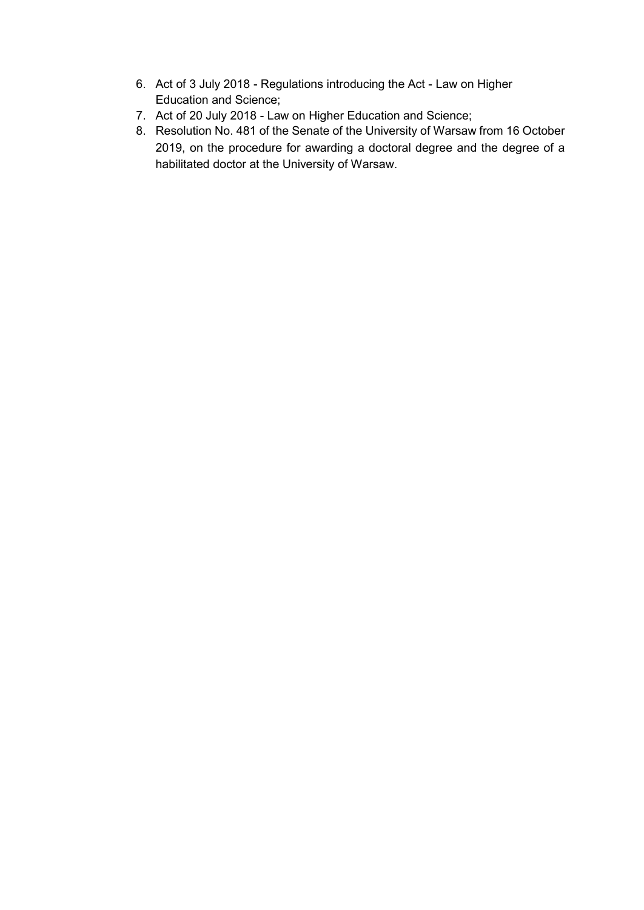6. Act of 3 July 2018 - Regulations introducing the Act - Law on Higher Education and Science;
7. Act of 20 July 2018 - Law on Higher Education and Science;
8. Resolution No. 481 of the Senate of the University of Warsaw from 16 October 2019, on the procedure for awarding a doctoral degree and the degree of a habilitated doctor at the University of Warsaw.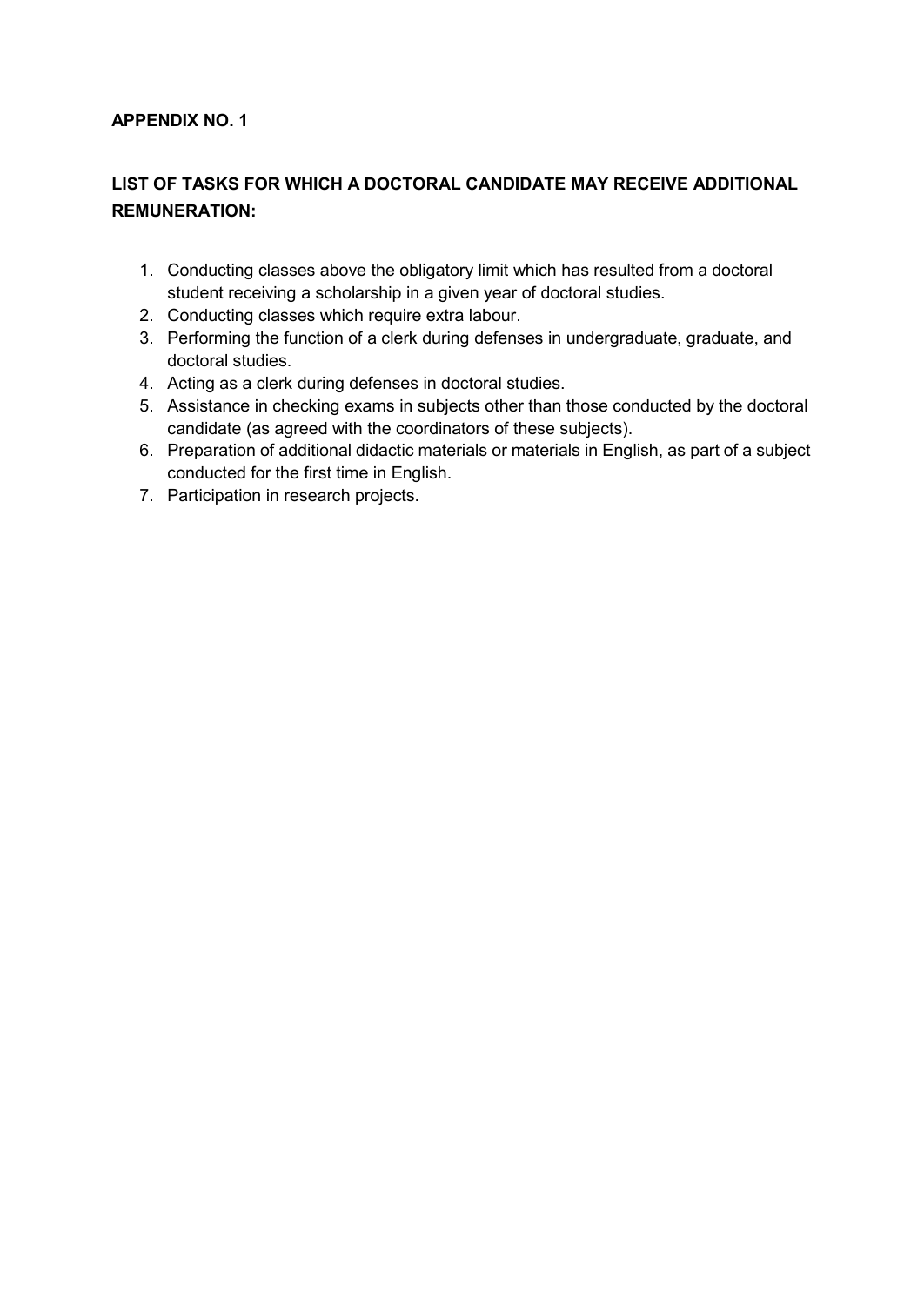**APPENDIX NO. 1**

**LIST OF TASKS FOR WHICH A DOCTORAL CANDIDATE MAY RECEIVE ADDITIONAL REMUNERATION:**

1. Conducting classes above the obligatory limit which has resulted from a doctoral student receiving a scholarship in a given year of doctoral studies.
2. Conducting classes which require extra labour.
3. Performing the function of a clerk during defenses in undergraduate, graduate, and doctoral studies.
4. Acting as a clerk during defenses in doctoral studies.
5. Assistance in checking exams in subjects other than those conducted by the doctoral candidate (as agreed with the coordinators of these subjects).
6. Preparation of additional didactic materials or materials in English, as part of a subject conducted for the first time in English.
7. Participation in research projects.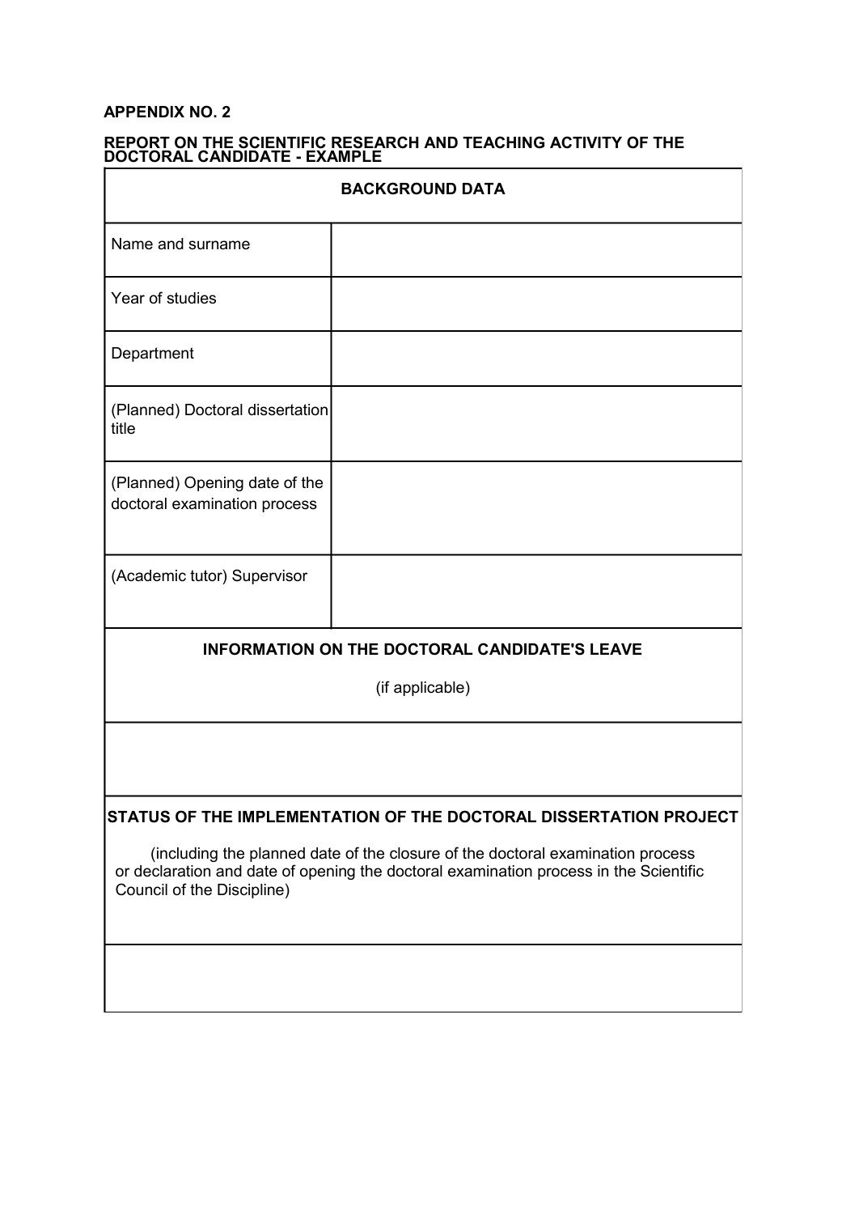**APPENDIX NO. 2**

**REPORT ON THE SCIENTIFIC RESEARCH AND TEACHING ACTIVITY OF THE DOCTORAL CANDIDATE - EXAMPLE**

| **BACKGROUND DATA** | |
|---|---|
| Name and surname | |
| Year of studies | |
| Department | |
| (Planned) Doctoral dissertation title | |
| (Planned) Opening date of the doctoral examination process | |
| (Academic tutor) Supervisor | |

| **INFORMATION ON THE DOCTORAL CANDIDATE'S LEAVE** (if applicable) |
|---|
| |

| **STATUS OF THE IMPLEMENTATION OF THE DOCTORAL DISSERTATION PROJECT** (including the planned date of the closure of the doctoral examination process or declaration and date of opening the doctoral examination process in the Scientific Council of the Discipline) |
|---|
| |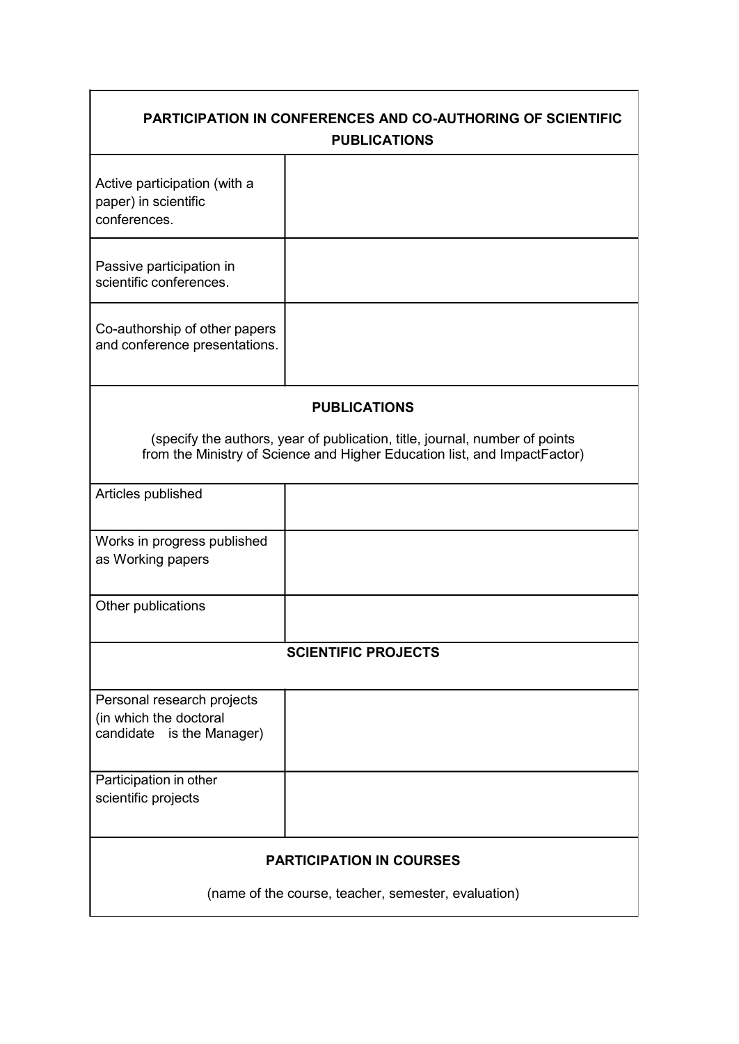| PARTICIPATION IN CONFERENCES AND CO-AUTHORING OF SCIENTIFIC PUBLICATIONS | |
| --- | --- |
| Active participation (with a paper) in scientific conferences. | |
| Passive participation in scientific conferences. | |
| Co-authorship of other papers and conference presentations. | |
| **PUBLICATIONS**<br><br>(specify the authors, year of publication, title, journal, number of points from the Ministry of Science and Higher Education list, and ImpactFactor) | |
| Articles published | |
| Works in progress published as Working papers | |
| Other publications | |
| **SCIENTIFIC PROJECTS** | |
| Personal research projects (in which the doctoral candidate is the Manager) | |
| Participation in other scientific projects | |
| **PARTICIPATION IN COURSES**<br><br>(name of the course, teacher, semester, evaluation) | |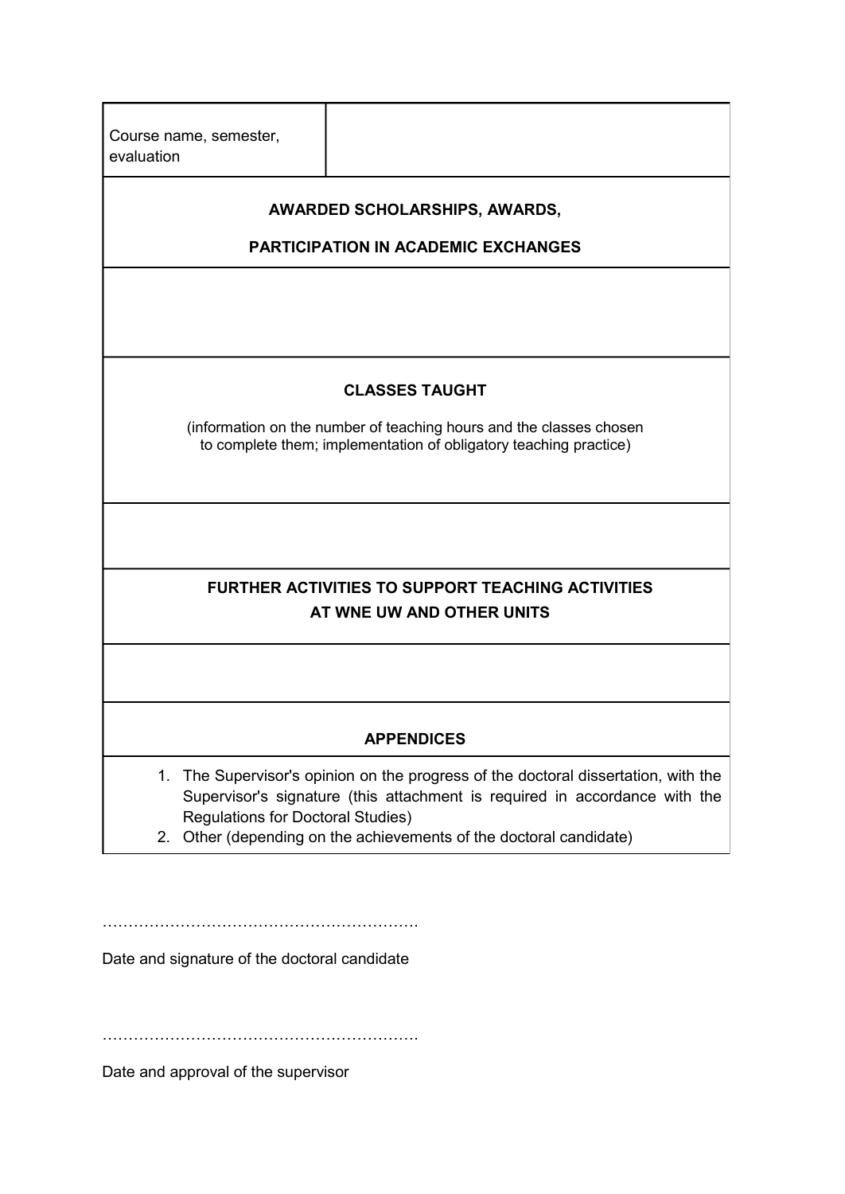| | |
|---|---|
| Course name, semester, evaluation | |

**AWARDED SCHOLARSHIPS, AWARDS,**

**PARTICIPATION IN ACADEMIC EXCHANGES**

**CLASSES TAUGHT**

(information on the number of teaching hours and the classes chosen to complete them; implementation of obligatory teaching practice)

**FURTHER ACTIVITIES TO SUPPORT TEACHING ACTIVITIES AT WNE UW AND OTHER UNITS**

**APPENDICES**

1. The Supervisor's opinion on the progress of the doctoral dissertation, with the Supervisor's signature (this attachment is required in accordance with the Regulations for Doctoral Studies)
2. Other (depending on the achievements of the doctoral candidate)

……………………………………………………

Date and signature of the doctoral candidate

……………………………………………………

Date and approval of the supervisor